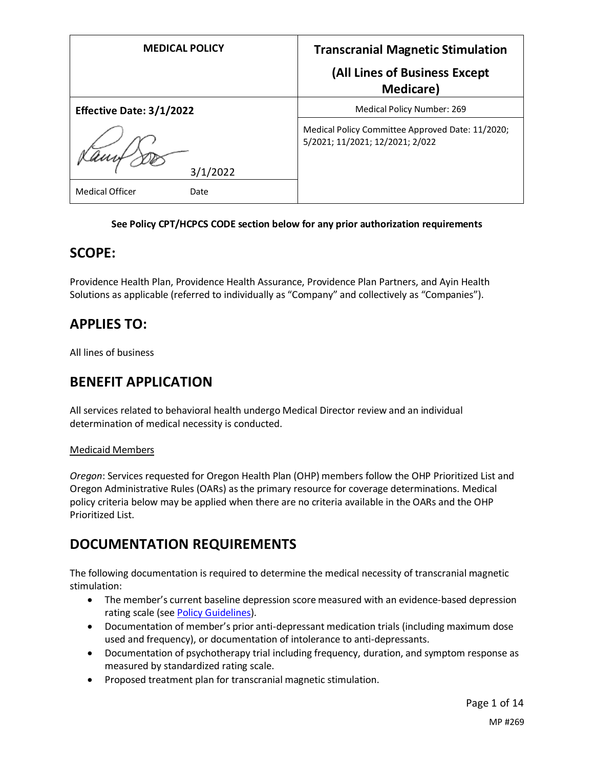| MEDICAL POLICY | Transcranial Magnetic Stimulation (All Lines of Business Except Medicare) |
| --- | --- |
| **Effective Date: 3/1/2022** | Medical Policy Number: 269 |
| 3/1/2022 | Medical Policy Committee Approved Date: 11/2020; 5/2021; 11/2021; 12/2021; 2/022 |
| Medical Officer Date | |

**See Policy CPT/HCPCS CODE section below for any prior authorization requirements**

## SCOPE:

Providence Health Plan, Providence Health Assurance, Providence Plan Partners, and Ayin Health Solutions as applicable (referred to individually as "Company" and collectively as "Companies").

## APPLIES TO:

All lines of business

## BENEFIT APPLICATION

All services related to behavioral health undergo Medical Director review and an individual determination of medical necessity is conducted.

Medicaid Members

*Oregon*: Services requested for Oregon Health Plan (OHP) members follow the OHP Prioritized List and Oregon Administrative Rules (OARs) as the primary resource for coverage determinations. Medical policy criteria below may be applied when there are no criteria available in the OARs and the OHP Prioritized List.

## DOCUMENTATION REQUIREMENTS

The following documentation is required to determine the medical necessity of transcranial magnetic stimulation:

- The member's current baseline depression score measured with an evidence-based depression rating scale (see Policy Guidelines).
- Documentation of member's prior anti-depressant medication trials (including maximum dose used and frequency), or documentation of intolerance to anti-depressants.
- Documentation of psychotherapy trial including frequency, duration, and symptom response as measured by standardized rating scale.
- Proposed treatment plan for transcranial magnetic stimulation.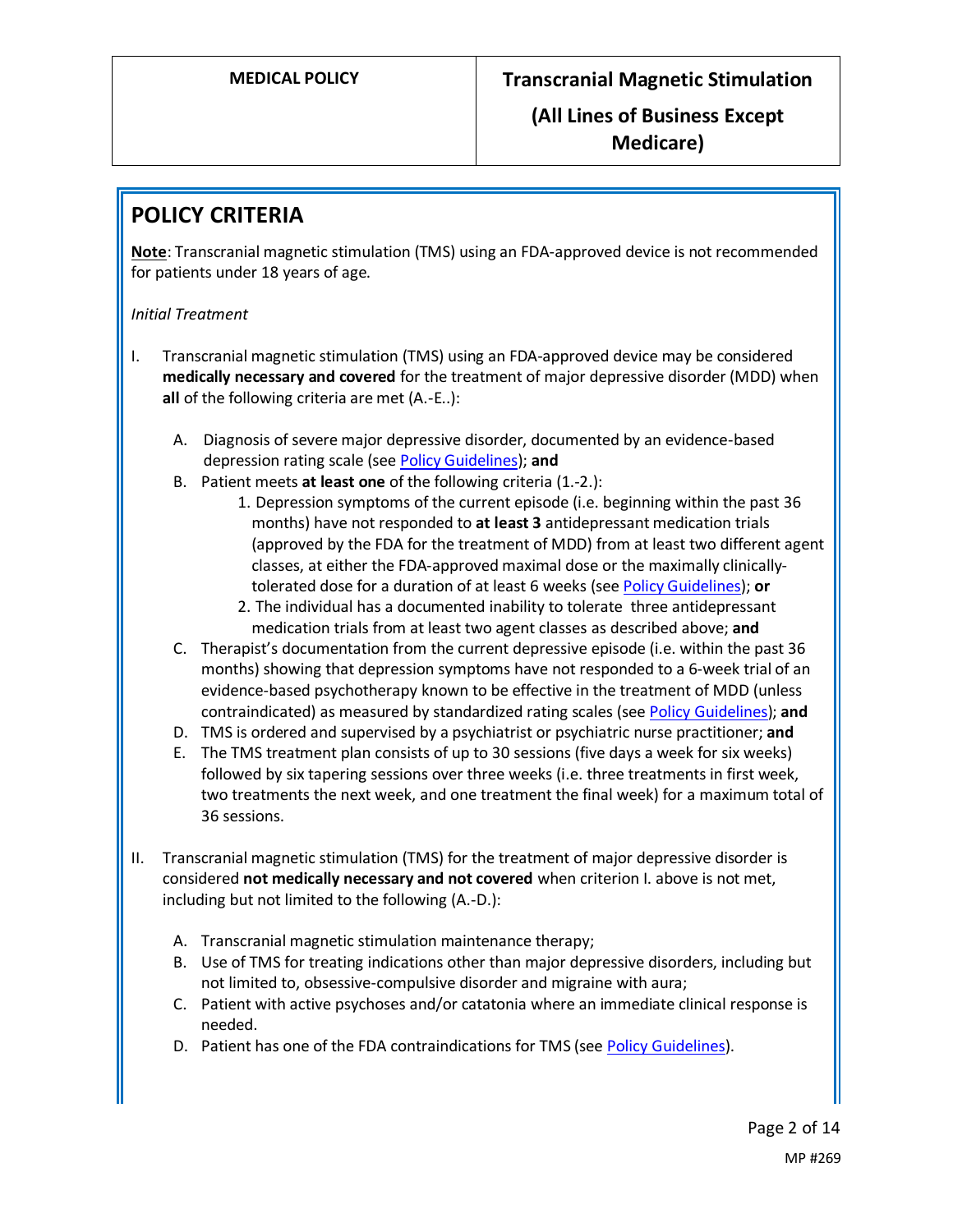# POLICY CRITERIA

**Note**: Transcranial magnetic stimulation (TMS) using an FDA-approved device is not recommended for patients under 18 years of age.

*Initial Treatment*

I. Transcranial magnetic stimulation (TMS) using an FDA-approved device may be considered **medically necessary and covered** for the treatment of major depressive disorder (MDD) when **all** of the following criteria are met (A.-E..):

   A. Diagnosis of severe major depressive disorder, documented by an evidence-based depression rating scale (see Policy Guidelines); **and**
   
   B. Patient meets **at least one** of the following criteria (1.-2.):
      1. Depression symptoms of the current episode (i.e. beginning within the past 36 months) have not responded to **at least 3** antidepressant medication trials (approved by the FDA for the treatment of MDD) from at least two different agent classes, at either the FDA-approved maximal dose or the maximally clinically-tolerated dose for a duration of at least 6 weeks (see Policy Guidelines); **or**
      2. The individual has a documented inability to tolerate three antidepressant medication trials from at least two agent classes as described above; **and**
   
   C. Therapist's documentation from the current depressive episode (i.e. within the past 36 months) showing that depression symptoms have not responded to a 6-week trial of an evidence-based psychotherapy known to be effective in the treatment of MDD (unless contraindicated) as measured by standardized rating scales (see Policy Guidelines); **and**
   
   D. TMS is ordered and supervised by a psychiatrist or psychiatric nurse practitioner; **and**
   
   E. The TMS treatment plan consists of up to 30 sessions (five days a week for six weeks) followed by six tapering sessions over three weeks (i.e. three treatments in first week, two treatments the next week, and one treatment the final week) for a maximum total of 36 sessions.

II. Transcranial magnetic stimulation (TMS) for the treatment of major depressive disorder is considered **not medically necessary and not covered** when criterion I. above is not met, including but not limited to the following (A.-D.):

   A. Transcranial magnetic stimulation maintenance therapy;
   
   B. Use of TMS for treating indications other than major depressive disorders, including but not limited to, obsessive-compulsive disorder and migraine with aura;
   
   C. Patient with active psychoses and/or catatonia where an immediate clinical response is needed.
   
   D. Patient has one of the FDA contraindications for TMS (see Policy Guidelines).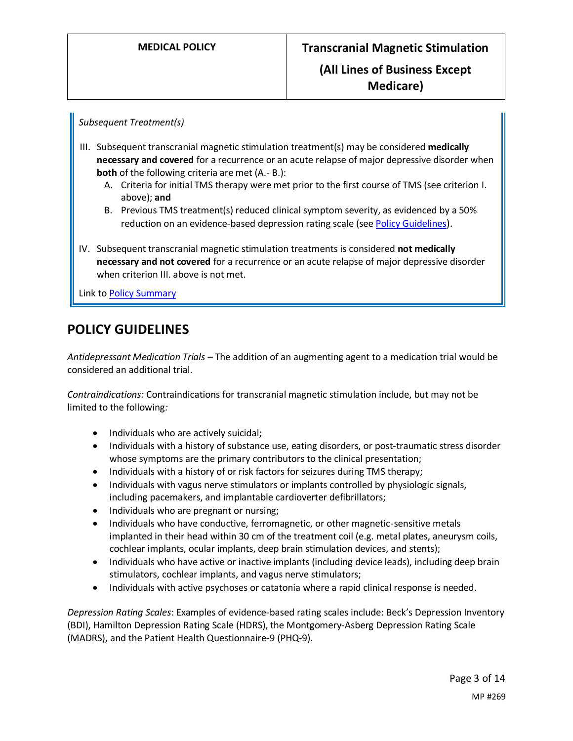*Subsequent Treatment(s)*

III. Subsequent transcranial magnetic stimulation treatment(s) may be considered **medically necessary and covered** for a recurrence or an acute relapse of major depressive disorder when **both** of the following criteria are met (A.- B.):
   A. Criteria for initial TMS therapy were met prior to the first course of TMS (see criterion I. above); **and**
   B. Previous TMS treatment(s) reduced clinical symptom severity, as evidenced by a 50% reduction on an evidence-based depression rating scale (see Policy Guidelines).

IV. Subsequent transcranial magnetic stimulation treatments is considered **not medically necessary and not covered** for a recurrence or an acute relapse of major depressive disorder when criterion III. above is not met.

Link to Policy Summary

## POLICY GUIDELINES

*Antidepressant Medication Trials* – The addition of an augmenting agent to a medication trial would be considered an additional trial.

*Contraindications:* Contraindications for transcranial magnetic stimulation include, but may not be limited to the following*:*

- Individuals who are actively suicidal;
- Individuals with a history of substance use, eating disorders, or post-traumatic stress disorder whose symptoms are the primary contributors to the clinical presentation;
- Individuals with a history of or risk factors for seizures during TMS therapy;
- Individuals with vagus nerve stimulators or implants controlled by physiologic signals, including pacemakers, and implantable cardioverter defibrillators;
- Individuals who are pregnant or nursing;
- Individuals who have conductive, ferromagnetic, or other magnetic-sensitive metals implanted in their head within 30 cm of the treatment coil (e.g. metal plates, aneurysm coils, cochlear implants, ocular implants, deep brain stimulation devices, and stents);
- Individuals who have active or inactive implants (including device leads), including deep brain stimulators, cochlear implants, and vagus nerve stimulators;
- Individuals with active psychoses or catatonia where a rapid clinical response is needed.

*Depression Rating Scales*: Examples of evidence-based rating scales include: Beck's Depression Inventory (BDI), Hamilton Depression Rating Scale (HDRS), the Montgomery-Asberg Depression Rating Scale (MADRS), and the Patient Health Questionnaire-9 (PHQ-9).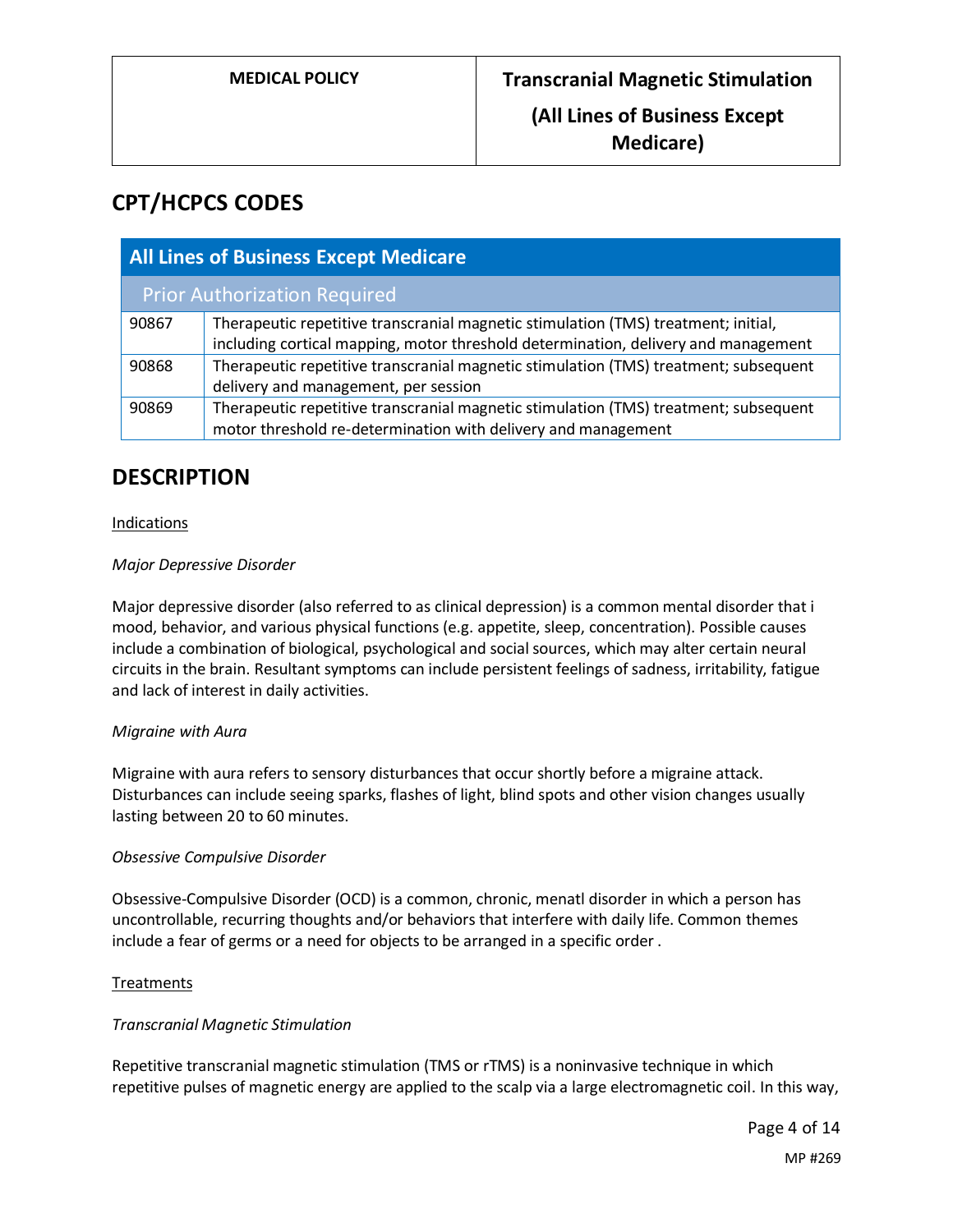## CPT/HCPCS CODES

| All Lines of Business Except Medicare | |
|---|---|
| Prior Authorization Required | |
| 90867 | Therapeutic repetitive transcranial magnetic stimulation (TMS) treatment; initial, including cortical mapping, motor threshold determination, delivery and management |
| 90868 | Therapeutic repetitive transcranial magnetic stimulation (TMS) treatment; subsequent delivery and management, per session |
| 90869 | Therapeutic repetitive transcranial magnetic stimulation (TMS) treatment; subsequent motor threshold re-determination with delivery and management |

## DESCRIPTION

Indications

*Major Depressive Disorder*

Major depressive disorder (also referred to as clinical depression) is a common mental disorder that i mood, behavior, and various physical functions (e.g. appetite, sleep, concentration). Possible causes include a combination of biological, psychological and social sources, which may alter certain neural circuits in the brain. Resultant symptoms can include persistent feelings of sadness, irritability, fatigue and lack of interest in daily activities.

*Migraine with Aura*

Migraine with aura refers to sensory disturbances that occur shortly before a migraine attack. Disturbances can include seeing sparks, flashes of light, blind spots and other vision changes usually lasting between 20 to 60 minutes.

*Obsessive Compulsive Disorder*

Obsessive-Compulsive Disorder (OCD) is a common, chronic, menatl disorder in which a person has uncontrollable, recurring thoughts and/or behaviors that interfere with daily life. Common themes include a fear of germs or a need for objects to be arranged in a specific order .

Treatments

*Transcranial Magnetic Stimulation*

Repetitive transcranial magnetic stimulation (TMS or rTMS) is a noninvasive technique in which repetitive pulses of magnetic energy are applied to the scalp via a large electromagnetic coil. In this way,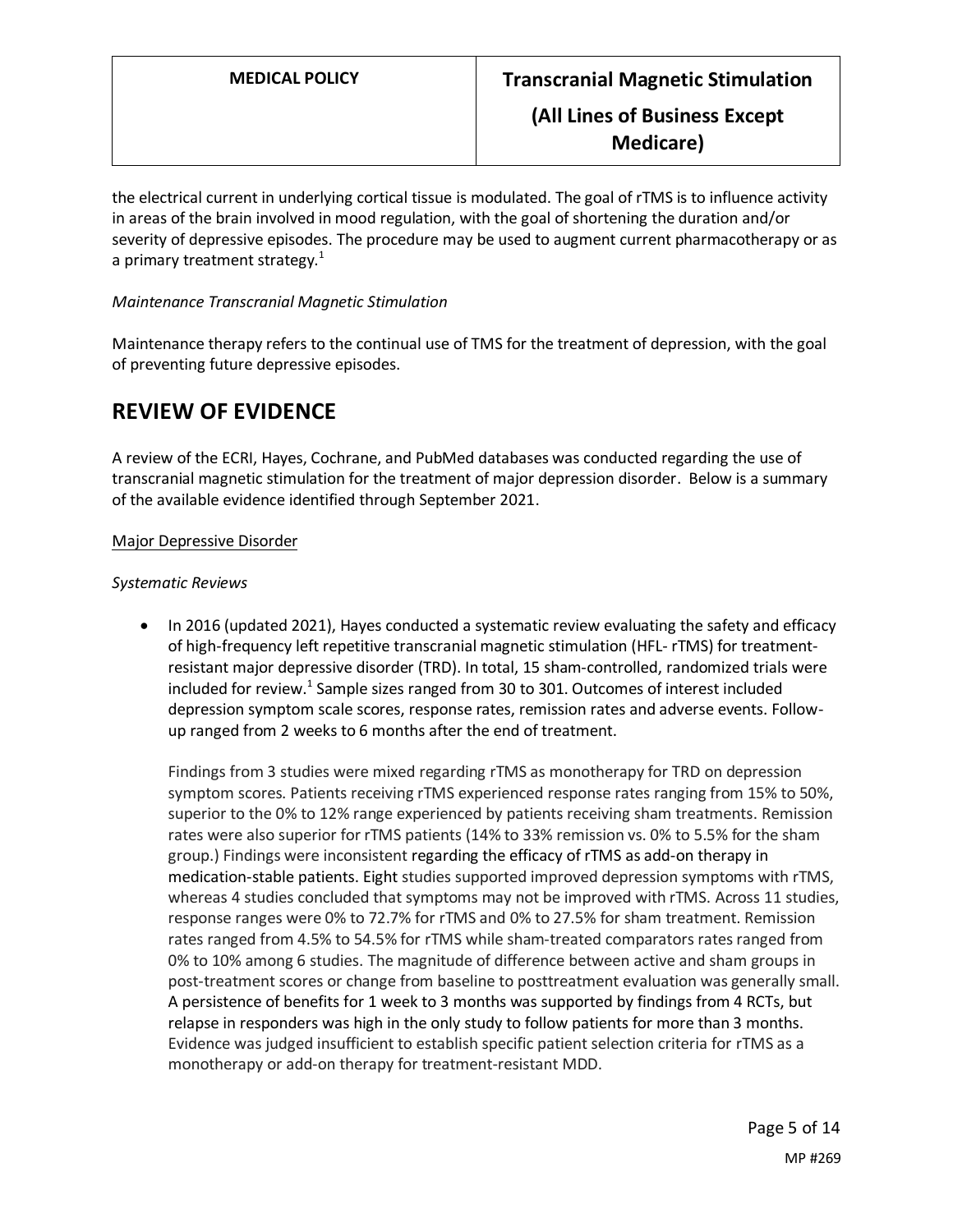the electrical current in underlying cortical tissue is modulated. The goal of rTMS is to influence activity in areas of the brain involved in mood regulation, with the goal of shortening the duration and/or severity of depressive episodes. The procedure may be used to augment current pharmacotherapy or as a primary treatment strategy.[1]

*Maintenance Transcranial Magnetic Stimulation*

Maintenance therapy refers to the continual use of TMS for the treatment of depression, with the goal of preventing future depressive episodes.

## REVIEW OF EVIDENCE

A review of the ECRI, Hayes, Cochrane, and PubMed databases was conducted regarding the use of transcranial magnetic stimulation for the treatment of major depression disorder. Below is a summary of the available evidence identified through September 2021.

Major Depressive Disorder

*Systematic Reviews*

- In 2016 (updated 2021), Hayes conducted a systematic review evaluating the safety and efficacy of high-frequency left repetitive transcranial magnetic stimulation (HFL- rTMS) for treatment-resistant major depressive disorder (TRD). In total, 15 sham-controlled, randomized trials were included for review.[1] Sample sizes ranged from 30 to 301. Outcomes of interest included depression symptom scale scores, response rates, remission rates and adverse events. Follow-up ranged from 2 weeks to 6 months after the end of treatment.

  Findings from 3 studies were mixed regarding rTMS as monotherapy for TRD on depression symptom scores. Patients receiving rTMS experienced response rates ranging from 15% to 50%, superior to the 0% to 12% range experienced by patients receiving sham treatments. Remission rates were also superior for rTMS patients (14% to 33% remission vs. 0% to 5.5% for the sham group.) Findings were inconsistent regarding the efficacy of rTMS as add-on therapy in medication-stable patients. Eight studies supported improved depression symptoms with rTMS, whereas 4 studies concluded that symptoms may not be improved with rTMS. Across 11 studies, response ranges were 0% to 72.7% for rTMS and 0% to 27.5% for sham treatment. Remission rates ranged from 4.5% to 54.5% for rTMS while sham-treated comparators rates ranged from 0% to 10% among 6 studies. The magnitude of difference between active and sham groups in post-treatment scores or change from baseline to posttreatment evaluation was generally small. A persistence of benefits for 1 week to 3 months was supported by findings from 4 RCTs, but relapse in responders was high in the only study to follow patients for more than 3 months. Evidence was judged insufficient to establish specific patient selection criteria for rTMS as a monotherapy or add-on therapy for treatment-resistant MDD.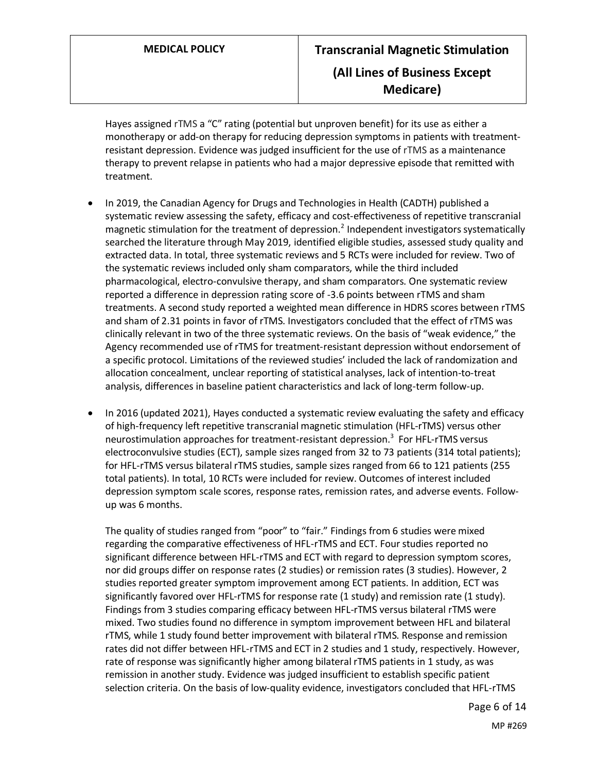Hayes assigned rTMS a "C" rating (potential but unproven benefit) for its use as either a monotherapy or add-on therapy for reducing depression symptoms in patients with treatment-resistant depression. Evidence was judged insufficient for the use of rTMS as a maintenance therapy to prevent relapse in patients who had a major depressive episode that remitted with treatment.

- In 2019, the Canadian Agency for Drugs and Technologies in Health (CADTH) published a systematic review assessing the safety, efficacy and cost-effectiveness of repetitive transcranial magnetic stimulation for the treatment of depression.[2] Independent investigators systematically searched the literature through May 2019, identified eligible studies, assessed study quality and extracted data. In total, three systematic reviews and 5 RCTs were included for review. Two of the systematic reviews included only sham comparators, while the third included pharmacological, electro-convulsive therapy, and sham comparators. One systematic review reported a difference in depression rating score of -3.6 points between rTMS and sham treatments. A second study reported a weighted mean difference in HDRS scores between rTMS and sham of 2.31 points in favor of rTMS. Investigators concluded that the effect of rTMS was clinically relevant in two of the three systematic reviews. On the basis of "weak evidence," the Agency recommended use of rTMS for treatment-resistant depression without endorsement of a specific protocol. Limitations of the reviewed studies' included the lack of randomization and allocation concealment, unclear reporting of statistical analyses, lack of intention-to-treat analysis, differences in baseline patient characteristics and lack of long-term follow-up.

- In 2016 (updated 2021), Hayes conducted a systematic review evaluating the safety and efficacy of high-frequency left repetitive transcranial magnetic stimulation (HFL-rTMS) versus other neurostimulation approaches for treatment-resistant depression.[3] For HFL-rTMS versus electroconvulsive studies (ECT), sample sizes ranged from 32 to 73 patients (314 total patients); for HFL-rTMS versus bilateral rTMS studies, sample sizes ranged from 66 to 121 patients (255 total patients). In total, 10 RCTs were included for review. Outcomes of interest included depression symptom scale scores, response rates, remission rates, and adverse events. Follow-up was 6 months.

  The quality of studies ranged from "poor" to "fair." Findings from 6 studies were mixed regarding the comparative effectiveness of HFL-rTMS and ECT. Four studies reported no significant difference between HFL-rTMS and ECT with regard to depression symptom scores, nor did groups differ on response rates (2 studies) or remission rates (3 studies). However, 2 studies reported greater symptom improvement among ECT patients. In addition, ECT was significantly favored over HFL-rTMS for response rate (1 study) and remission rate (1 study). Findings from 3 studies comparing efficacy between HFL-rTMS versus bilateral rTMS were mixed. Two studies found no difference in symptom improvement between HFL and bilateral rTMS, while 1 study found better improvement with bilateral rTMS. Response and remission rates did not differ between HFL-rTMS and ECT in 2 studies and 1 study, respectively. However, rate of response was significantly higher among bilateral rTMS patients in 1 study, as was remission in another study. Evidence was judged insufficient to establish specific patient selection criteria. On the basis of low-quality evidence, investigators concluded that HFL-rTMS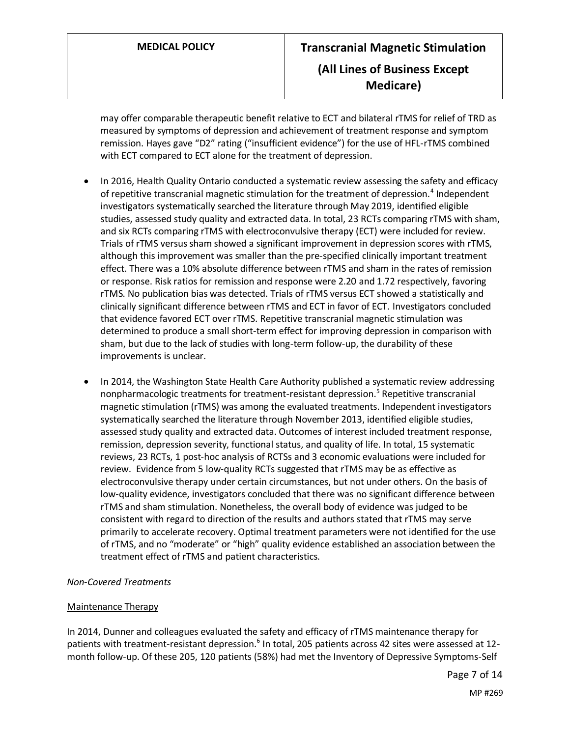may offer comparable therapeutic benefit relative to ECT and bilateral rTMS for relief of TRD as measured by symptoms of depression and achievement of treatment response and symptom remission. Hayes gave "D2" rating ("insufficient evidence") for the use of HFL-rTMS combined with ECT compared to ECT alone for the treatment of depression.

- In 2016, Health Quality Ontario conducted a systematic review assessing the safety and efficacy of repetitive transcranial magnetic stimulation for the treatment of depression.[4] Independent investigators systematically searched the literature through May 2019, identified eligible studies, assessed study quality and extracted data. In total, 23 RCTs comparing rTMS with sham, and six RCTs comparing rTMS with electroconvulsive therapy (ECT) were included for review. Trials of rTMS versus sham showed a significant improvement in depression scores with rTMS, although this improvement was smaller than the pre-specified clinically important treatment effect. There was a 10% absolute difference between rTMS and sham in the rates of remission or response. Risk ratios for remission and response were 2.20 and 1.72 respectively, favoring rTMS. No publication bias was detected. Trials of rTMS versus ECT showed a statistically and clinically significant difference between rTMS and ECT in favor of ECT. Investigators concluded that evidence favored ECT over rTMS. Repetitive transcranial magnetic stimulation was determined to produce a small short-term effect for improving depression in comparison with sham, but due to the lack of studies with long-term follow-up, the durability of these improvements is unclear.

- In 2014, the Washington State Health Care Authority published a systematic review addressing nonpharmacologic treatments for treatment-resistant depression.[5] Repetitive transcranial magnetic stimulation (rTMS) was among the evaluated treatments. Independent investigators systematically searched the literature through November 2013, identified eligible studies, assessed study quality and extracted data. Outcomes of interest included treatment response, remission, depression severity, functional status, and quality of life. In total, 15 systematic reviews, 23 RCTs, 1 post-hoc analysis of RCTSs and 3 economic evaluations were included for review. Evidence from 5 low-quality RCTs suggested that rTMS may be as effective as electroconvulsive therapy under certain circumstances, but not under others. On the basis of low-quality evidence, investigators concluded that there was no significant difference between rTMS and sham stimulation. Nonetheless, the overall body of evidence was judged to be consistent with regard to direction of the results and authors stated that rTMS may serve primarily to accelerate recovery. Optimal treatment parameters were not identified for the use of rTMS, and no "moderate" or "high" quality evidence established an association between the treatment effect of rTMS and patient characteristics.

*Non-Covered Treatments*

<u>Maintenance Therapy</u>

In 2014, Dunner and colleagues evaluated the safety and efficacy of rTMS maintenance therapy for patients with treatment-resistant depression.[6] In total, 205 patients across 42 sites were assessed at 12-month follow-up. Of these 205, 120 patients (58%) had met the Inventory of Depressive Symptoms-Self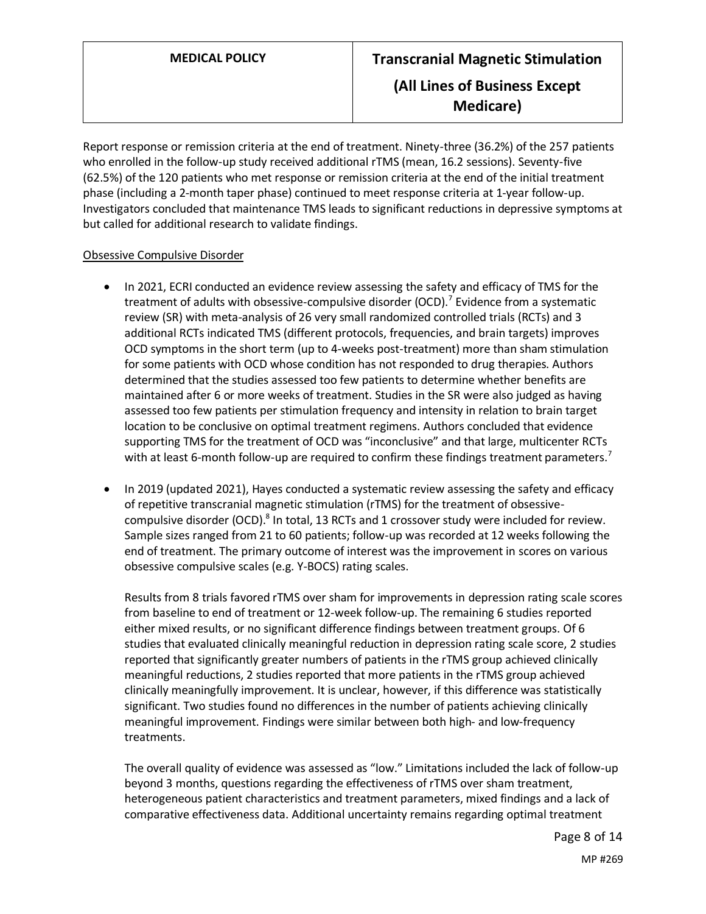Report response or remission criteria at the end of treatment. Ninety-three (36.2%) of the 257 patients who enrolled in the follow-up study received additional rTMS (mean, 16.2 sessions). Seventy-five (62.5%) of the 120 patients who met response or remission criteria at the end of the initial treatment phase (including a 2-month taper phase) continued to meet response criteria at 1-year follow-up. Investigators concluded that maintenance TMS leads to significant reductions in depressive symptoms at but called for additional research to validate findings.

Obsessive Compulsive Disorder

- In 2021, ECRI conducted an evidence review assessing the safety and efficacy of TMS for the treatment of adults with obsessive-compulsive disorder (OCD).[7] Evidence from a systematic review (SR) with meta-analysis of 26 very small randomized controlled trials (RCTs) and 3 additional RCTs indicated TMS (different protocols, frequencies, and brain targets) improves OCD symptoms in the short term (up to 4-weeks post-treatment) more than sham stimulation for some patients with OCD whose condition has not responded to drug therapies. Authors determined that the studies assessed too few patients to determine whether benefits are maintained after 6 or more weeks of treatment. Studies in the SR were also judged as having assessed too few patients per stimulation frequency and intensity in relation to brain target location to be conclusive on optimal treatment regimens. Authors concluded that evidence supporting TMS for the treatment of OCD was "inconclusive" and that large, multicenter RCTs with at least 6-month follow-up are required to confirm these findings treatment parameters.[7]

- In 2019 (updated 2021), Hayes conducted a systematic review assessing the safety and efficacy of repetitive transcranial magnetic stimulation (rTMS) for the treatment of obsessive-compulsive disorder (OCD).[8] In total, 13 RCTs and 1 crossover study were included for review. Sample sizes ranged from 21 to 60 patients; follow-up was recorded at 12 weeks following the end of treatment. The primary outcome of interest was the improvement in scores on various obsessive compulsive scales (e.g. Y-BOCS) rating scales.

  Results from 8 trials favored rTMS over sham for improvements in depression rating scale scores from baseline to end of treatment or 12-week follow-up. The remaining 6 studies reported either mixed results, or no significant difference findings between treatment groups. Of 6 studies that evaluated clinically meaningful reduction in depression rating scale score, 2 studies reported that significantly greater numbers of patients in the rTMS group achieved clinically meaningful reductions, 2 studies reported that more patients in the rTMS group achieved clinically meaningfully improvement. It is unclear, however, if this difference was statistically significant. Two studies found no differences in the number of patients achieving clinically meaningful improvement. Findings were similar between both high- and low-frequency treatments.

  The overall quality of evidence was assessed as "low." Limitations included the lack of follow-up beyond 3 months, questions regarding the effectiveness of rTMS over sham treatment, heterogeneous patient characteristics and treatment parameters, mixed findings and a lack of comparative effectiveness data. Additional uncertainty remains regarding optimal treatment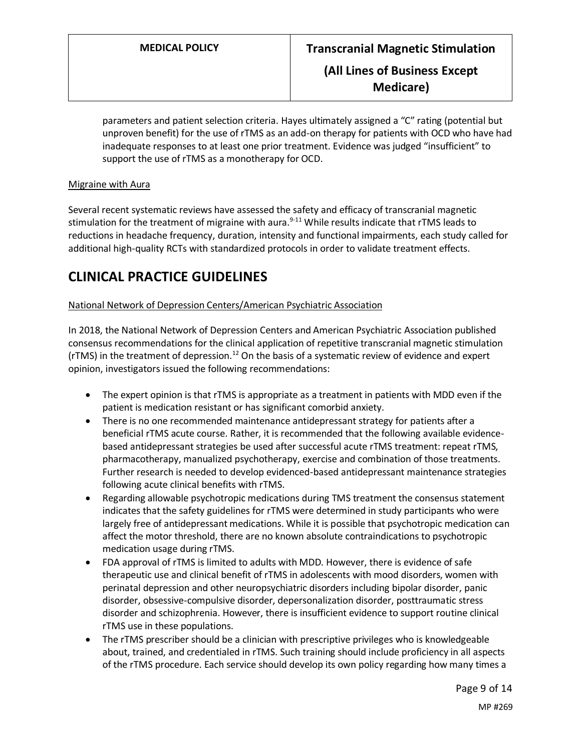parameters and patient selection criteria. Hayes ultimately assigned a "C" rating (potential but unproven benefit) for the use of rTMS as an add-on therapy for patients with OCD who have had inadequate responses to at least one prior treatment. Evidence was judged "insufficient" to support the use of rTMS as a monotherapy for OCD.

Migraine with Aura

Several recent systematic reviews have assessed the safety and efficacy of transcranial magnetic stimulation for the treatment of migraine with aura.[9-11] While results indicate that rTMS leads to reductions in headache frequency, duration, intensity and functional impairments, each study called for additional high-quality RCTs with standardized protocols in order to validate treatment effects.

# CLINICAL PRACTICE GUIDELINES

National Network of Depression Centers/American Psychiatric Association

In 2018, the National Network of Depression Centers and American Psychiatric Association published consensus recommendations for the clinical application of repetitive transcranial magnetic stimulation (rTMS) in the treatment of depression.[12] On the basis of a systematic review of evidence and expert opinion, investigators issued the following recommendations:

- The expert opinion is that rTMS is appropriate as a treatment in patients with MDD even if the patient is medication resistant or has significant comorbid anxiety.
- There is no one recommended maintenance antidepressant strategy for patients after a beneficial rTMS acute course. Rather, it is recommended that the following available evidence-based antidepressant strategies be used after successful acute rTMS treatment: repeat rTMS, pharmacotherapy, manualized psychotherapy, exercise and combination of those treatments. Further research is needed to develop evidenced-based antidepressant maintenance strategies following acute clinical benefits with rTMS.
- Regarding allowable psychotropic medications during TMS treatment the consensus statement indicates that the safety guidelines for rTMS were determined in study participants who were largely free of antidepressant medications. While it is possible that psychotropic medication can affect the motor threshold, there are no known absolute contraindications to psychotropic medication usage during rTMS.
- FDA approval of rTMS is limited to adults with MDD. However, there is evidence of safe therapeutic use and clinical benefit of rTMS in adolescents with mood disorders, women with perinatal depression and other neuropsychiatric disorders including bipolar disorder, panic disorder, obsessive-compulsive disorder, depersonalization disorder, posttraumatic stress disorder and schizophrenia. However, there is insufficient evidence to support routine clinical rTMS use in these populations.
- The rTMS prescriber should be a clinician with prescriptive privileges who is knowledgeable about, trained, and credentialed in rTMS. Such training should include proficiency in all aspects of the rTMS procedure. Each service should develop its own policy regarding how many times a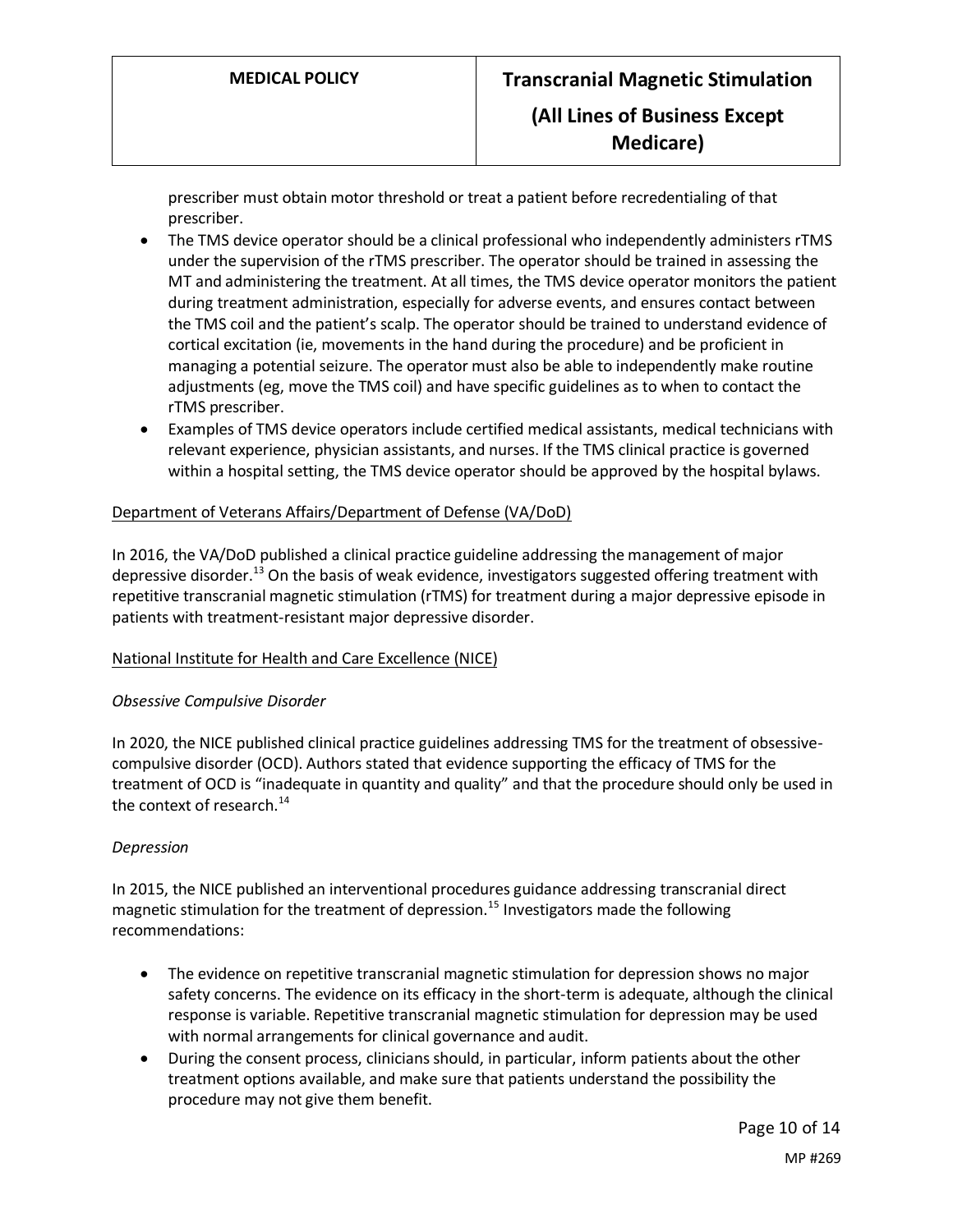prescriber must obtain motor threshold or treat a patient before recredentialing of that prescriber.

- The TMS device operator should be a clinical professional who independently administers rTMS under the supervision of the rTMS prescriber. The operator should be trained in assessing the MT and administering the treatment. At all times, the TMS device operator monitors the patient during treatment administration, especially for adverse events, and ensures contact between the TMS coil and the patient's scalp. The operator should be trained to understand evidence of cortical excitation (ie, movements in the hand during the procedure) and be proficient in managing a potential seizure. The operator must also be able to independently make routine adjustments (eg, move the TMS coil) and have specific guidelines as to when to contact the rTMS prescriber.
- Examples of TMS device operators include certified medical assistants, medical technicians with relevant experience, physician assistants, and nurses. If the TMS clinical practice is governed within a hospital setting, the TMS device operator should be approved by the hospital bylaws.

Department of Veterans Affairs/Department of Defense (VA/DoD)

In 2016, the VA/DoD published a clinical practice guideline addressing the management of major depressive disorder.[13] On the basis of weak evidence, investigators suggested offering treatment with repetitive transcranial magnetic stimulation (rTMS) for treatment during a major depressive episode in patients with treatment-resistant major depressive disorder.

National Institute for Health and Care Excellence (NICE)

*Obsessive Compulsive Disorder*

In 2020, the NICE published clinical practice guidelines addressing TMS for the treatment of obsessive-compulsive disorder (OCD). Authors stated that evidence supporting the efficacy of TMS for the treatment of OCD is "inadequate in quantity and quality" and that the procedure should only be used in the context of research.[14]

*Depression*

In 2015, the NICE published an interventional procedures guidance addressing transcranial direct magnetic stimulation for the treatment of depression.[15] Investigators made the following recommendations:

- The evidence on repetitive transcranial magnetic stimulation for depression shows no major safety concerns. The evidence on its efficacy in the short-term is adequate, although the clinical response is variable. Repetitive transcranial magnetic stimulation for depression may be used with normal arrangements for clinical governance and audit.
- During the consent process, clinicians should, in particular, inform patients about the other treatment options available, and make sure that patients understand the possibility the procedure may not give them benefit.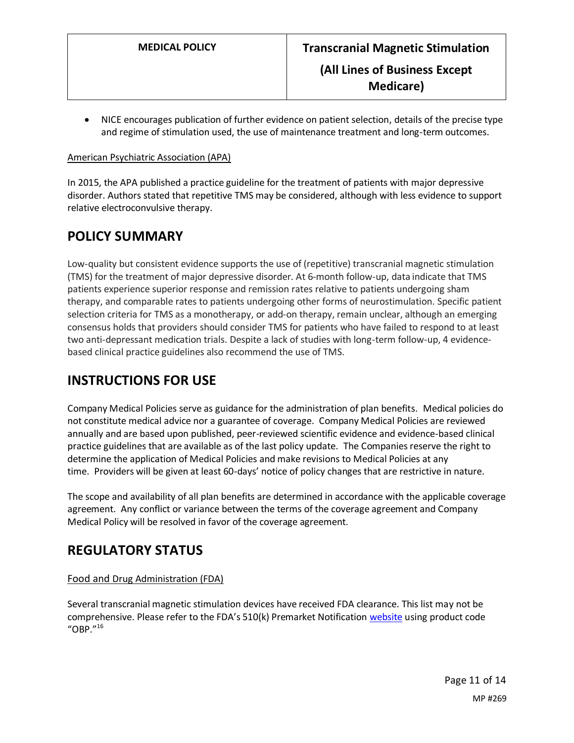- NICE encourages publication of further evidence on patient selection, details of the precise type and regime of stimulation used, the use of maintenance treatment and long-term outcomes.

American Psychiatric Association (APA)

In 2015, the APA published a practice guideline for the treatment of patients with major depressive disorder. Authors stated that repetitive TMS may be considered, although with less evidence to support relative electroconvulsive therapy.

## POLICY SUMMARY

Low-quality but consistent evidence supports the use of (repetitive) transcranial magnetic stimulation (TMS) for the treatment of major depressive disorder. At 6-month follow-up, data indicate that TMS patients experience superior response and remission rates relative to patients undergoing sham therapy, and comparable rates to patients undergoing other forms of neurostimulation. Specific patient selection criteria for TMS as a monotherapy, or add-on therapy, remain unclear, although an emerging consensus holds that providers should consider TMS for patients who have failed to respond to at least two anti-depressant medication trials. Despite a lack of studies with long-term follow-up, 4 evidence-based clinical practice guidelines also recommend the use of TMS.

## INSTRUCTIONS FOR USE

Company Medical Policies serve as guidance for the administration of plan benefits. Medical policies do not constitute medical advice nor a guarantee of coverage. Company Medical Policies are reviewed annually and are based upon published, peer-reviewed scientific evidence and evidence-based clinical practice guidelines that are available as of the last policy update. The Companies reserve the right to determine the application of Medical Policies and make revisions to Medical Policies at any time. Providers will be given at least 60-days' notice of policy changes that are restrictive in nature.

The scope and availability of all plan benefits are determined in accordance with the applicable coverage agreement. Any conflict or variance between the terms of the coverage agreement and Company Medical Policy will be resolved in favor of the coverage agreement.

## REGULATORY STATUS

Food and Drug Administration (FDA)

Several transcranial magnetic stimulation devices have received FDA clearance. This list may not be comprehensive. Please refer to the FDA's 510(k) Premarket Notification website using product code "OBP."[16]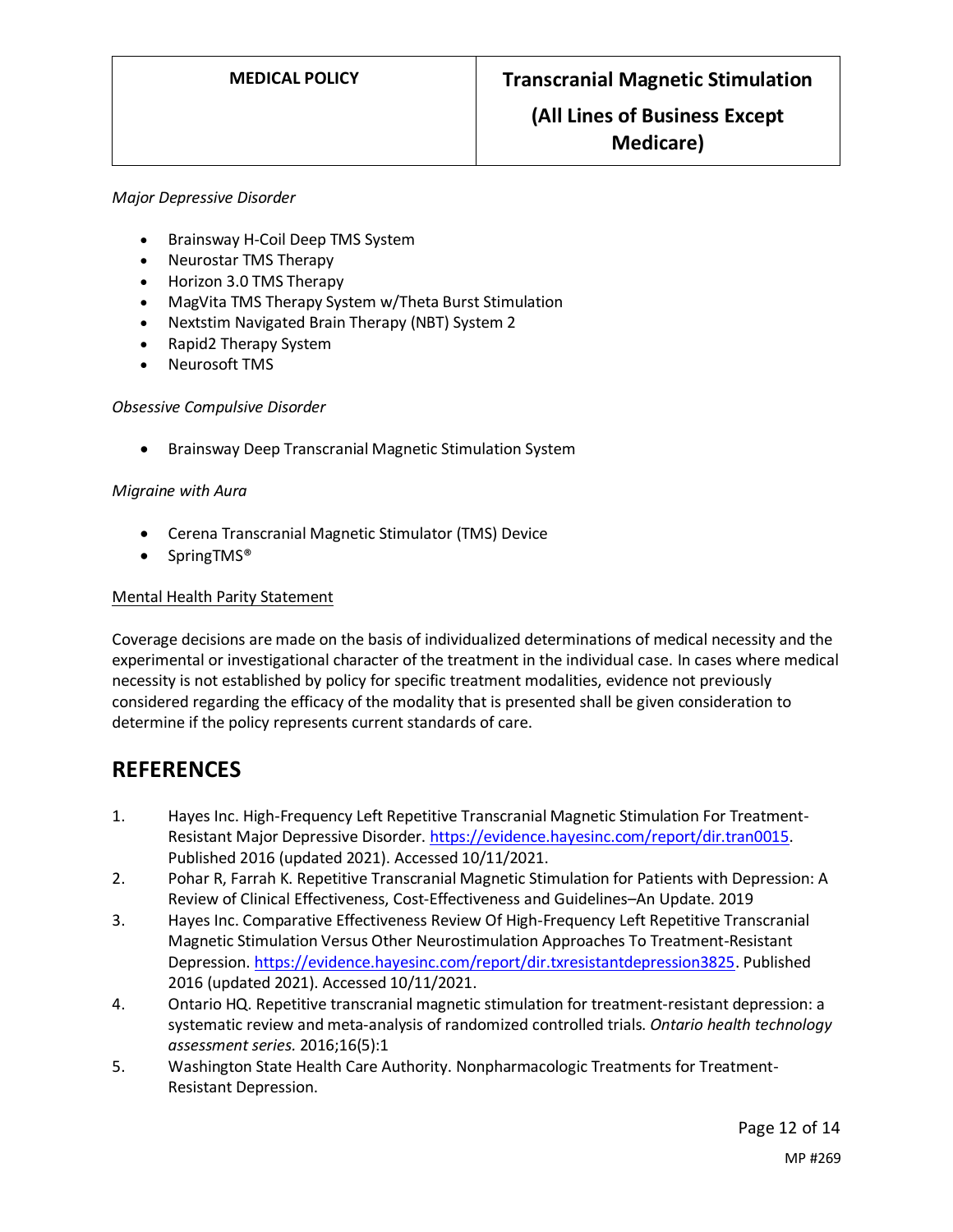*Major Depressive Disorder*

- Brainsway H-Coil Deep TMS System
- Neurostar TMS Therapy
- Horizon 3.0 TMS Therapy
- MagVita TMS Therapy System w/Theta Burst Stimulation
- Nextstim Navigated Brain Therapy (NBT) System 2
- Rapid2 Therapy System
- Neurosoft TMS

*Obsessive Compulsive Disorder*

- Brainsway Deep Transcranial Magnetic Stimulation System

*Migraine with Aura*

- Cerena Transcranial Magnetic Stimulator (TMS) Device
- SpringTMS®

Mental Health Parity Statement

Coverage decisions are made on the basis of individualized determinations of medical necessity and the experimental or investigational character of the treatment in the individual case. In cases where medical necessity is not established by policy for specific treatment modalities, evidence not previously considered regarding the efficacy of the modality that is presented shall be given consideration to determine if the policy represents current standards of care.

## REFERENCES

1. Hayes Inc. High-Frequency Left Repetitive Transcranial Magnetic Stimulation For Treatment-Resistant Major Depressive Disorder. https://evidence.hayesinc.com/report/dir.tran0015. Published 2016 (updated 2021). Accessed 10/11/2021.
2. Pohar R, Farrah K. Repetitive Transcranial Magnetic Stimulation for Patients with Depression: A Review of Clinical Effectiveness, Cost-Effectiveness and Guidelines–An Update. 2019
3. Hayes Inc. Comparative Effectiveness Review Of High-Frequency Left Repetitive Transcranial Magnetic Stimulation Versus Other Neurostimulation Approaches To Treatment-Resistant Depression. https://evidence.hayesinc.com/report/dir.txresistantdepression3825. Published 2016 (updated 2021). Accessed 10/11/2021.
4. Ontario HQ. Repetitive transcranial magnetic stimulation for treatment-resistant depression: a systematic review and meta-analysis of randomized controlled trials. *Ontario health technology assessment series.* 2016;16(5):1
5. Washington State Health Care Authority. Nonpharmacologic Treatments for Treatment-Resistant Depression.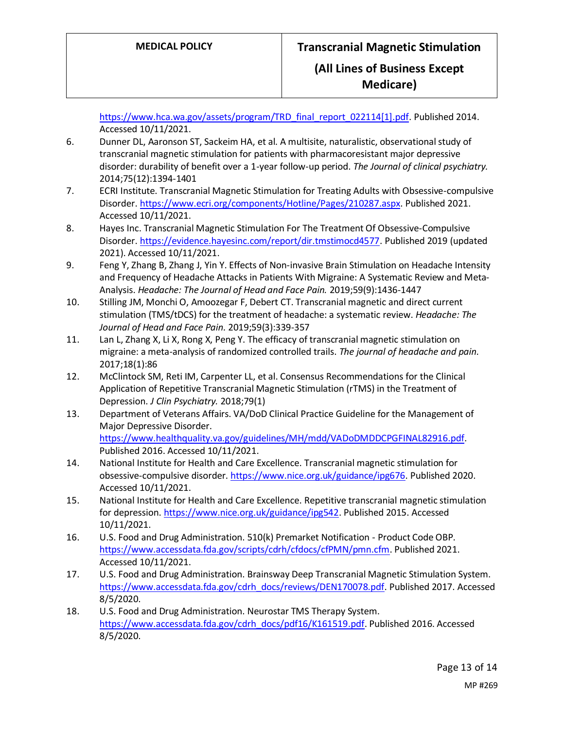https://www.hca.wa.gov/assets/program/TRD_final_report_022114[1].pdf. Published 2014. Accessed 10/11/2021.

6. Dunner DL, Aaronson ST, Sackeim HA, et al. A multisite, naturalistic, observational study of transcranial magnetic stimulation for patients with pharmacoresistant major depressive disorder: durability of benefit over a 1-year follow-up period. *The Journal of clinical psychiatry.* 2014;75(12):1394-1401
7. ECRI Institute. Transcranial Magnetic Stimulation for Treating Adults with Obsessive-compulsive Disorder. https://www.ecri.org/components/Hotline/Pages/210287.aspx. Published 2021. Accessed 10/11/2021.
8. Hayes Inc. Transcranial Magnetic Stimulation For The Treatment Of Obsessive-Compulsive Disorder. https://evidence.hayesinc.com/report/dir.tmstimocd4577. Published 2019 (updated 2021). Accessed 10/11/2021.
9. Feng Y, Zhang B, Zhang J, Yin Y. Effects of Non-invasive Brain Stimulation on Headache Intensity and Frequency of Headache Attacks in Patients With Migraine: A Systematic Review and Meta-Analysis. *Headache: The Journal of Head and Face Pain.* 2019;59(9):1436-1447
10. Stilling JM, Monchi O, Amoozegar F, Debert CT. Transcranial magnetic and direct current stimulation (TMS/tDCS) for the treatment of headache: a systematic review. *Headache: The Journal of Head and Face Pain.* 2019;59(3):339-357
11. Lan L, Zhang X, Li X, Rong X, Peng Y. The efficacy of transcranial magnetic stimulation on migraine: a meta-analysis of randomized controlled trails. *The journal of headache and pain.* 2017;18(1):86
12. McClintock SM, Reti IM, Carpenter LL, et al. Consensus Recommendations for the Clinical Application of Repetitive Transcranial Magnetic Stimulation (rTMS) in the Treatment of Depression. *J Clin Psychiatry.* 2018;79(1)
13. Department of Veterans Affairs. VA/DoD Clinical Practice Guideline for the Management of Major Depressive Disorder. https://www.healthquality.va.gov/guidelines/MH/mdd/VADoDMDDCPGFINAL82916.pdf. Published 2016. Accessed 10/11/2021.
14. National Institute for Health and Care Excellence. Transcranial magnetic stimulation for obsessive-compulsive disorder. https://www.nice.org.uk/guidance/ipg676. Published 2020. Accessed 10/11/2021.
15. National Institute for Health and Care Excellence. Repetitive transcranial magnetic stimulation for depression. https://www.nice.org.uk/guidance/ipg542. Published 2015. Accessed 10/11/2021.
16. U.S. Food and Drug Administration. 510(k) Premarket Notification - Product Code OBP. https://www.accessdata.fda.gov/scripts/cdrh/cfdocs/cfPMN/pmn.cfm. Published 2021. Accessed 10/11/2021.
17. U.S. Food and Drug Administration. Brainsway Deep Transcranial Magnetic Stimulation System. https://www.accessdata.fda.gov/cdrh_docs/reviews/DEN170078.pdf. Published 2017. Accessed 8/5/2020.
18. U.S. Food and Drug Administration. Neurostar TMS Therapy System. https://www.accessdata.fda.gov/cdrh_docs/pdf16/K161519.pdf. Published 2016. Accessed 8/5/2020.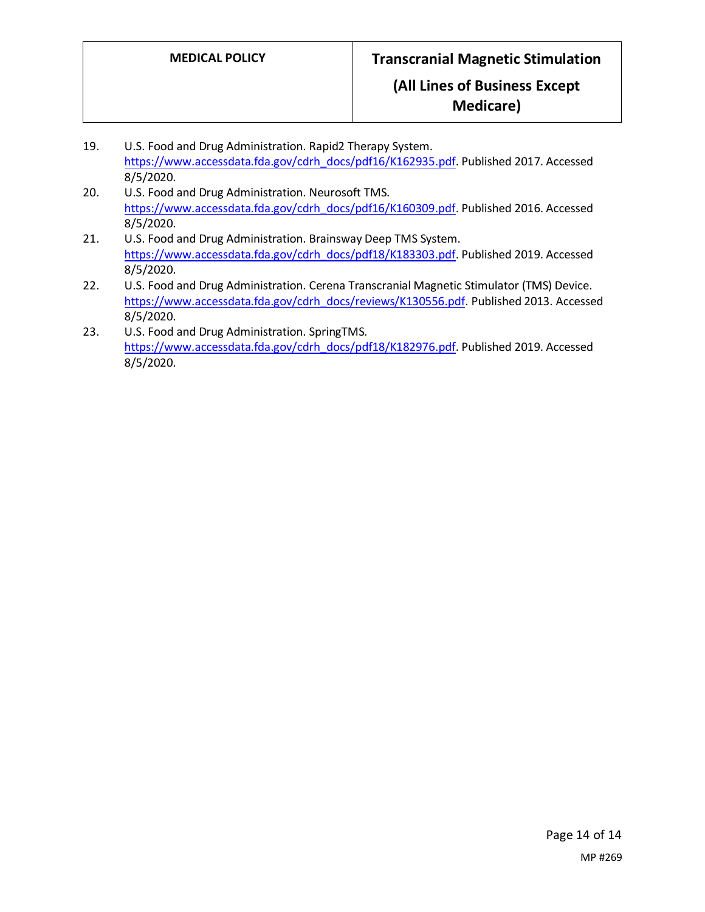19. U.S. Food and Drug Administration. Rapid2 Therapy System. https://www.accessdata.fda.gov/cdrh_docs/pdf16/K162935.pdf. Published 2017. Accessed 8/5/2020.
20. U.S. Food and Drug Administration. Neurosoft TMS. https://www.accessdata.fda.gov/cdrh_docs/pdf16/K160309.pdf. Published 2016. Accessed 8/5/2020.
21. U.S. Food and Drug Administration. Brainsway Deep TMS System. https://www.accessdata.fda.gov/cdrh_docs/pdf18/K183303.pdf. Published 2019. Accessed 8/5/2020.
22. U.S. Food and Drug Administration. Cerena Transcranial Magnetic Stimulator (TMS) Device. https://www.accessdata.fda.gov/cdrh_docs/reviews/K130556.pdf. Published 2013. Accessed 8/5/2020.
23. U.S. Food and Drug Administration. SpringTMS. https://www.accessdata.fda.gov/cdrh_docs/pdf18/K182976.pdf. Published 2019. Accessed 8/5/2020.